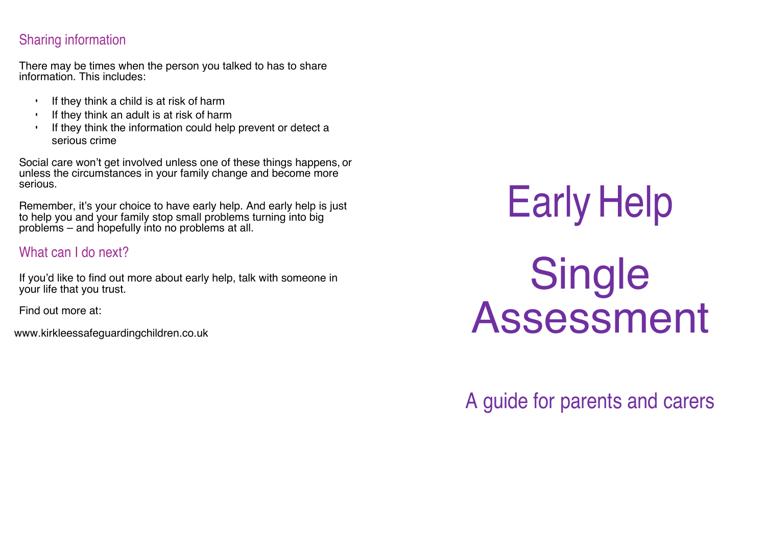## Sharing information

There may be times when the person you talked to has to share information. This includes:

- If they think a child is at risk of harm
- If they think an adult is at risk of harm
- If they think the information could help prevent or detect a serious crime

Social care won't get involved unless one of these things happens, or unless the circumstances in your family change and become more serious.

Remember, it's your choice to have early help. And early help is just to help you and your family stop small problems turning into big problems – and hopefully into no problems at all.

## What can I do next?

If you'd like to find out more about early help, talk with someone in your life that you trust.

Find out more at:

www.kirkleessafeguardingchildren.co.uk

# Early Help

# Single Assessment

## A guide for parents and carers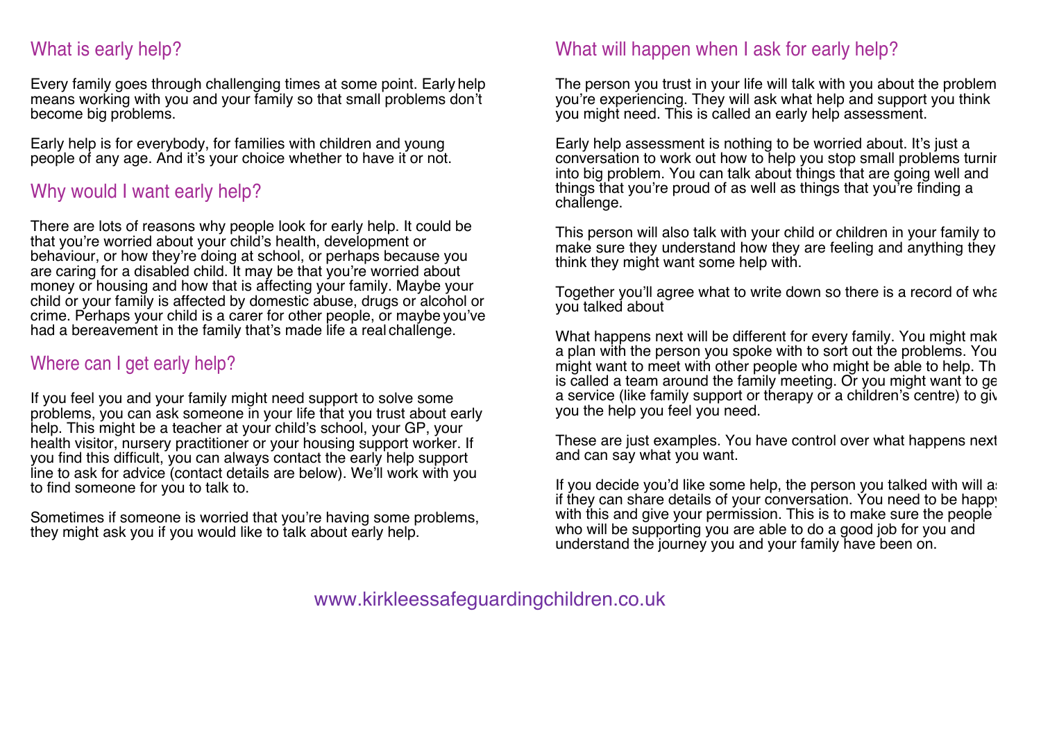## What is early help?

Every family goes through challenging times at some point. Early help means working with you and your family so that small problems don't become big problems.

Early help is for everybody, for families with children and young people of any age. And it's your choice whether to have it or not.

## Why would I want early help?

There are lots of reasons why people look for early help. It could be that you're worried about your child's health, development or behaviour, or how they're doing at school, or perhaps because you are caring for a disabled child. It may be that you're worried about money or housing and how that is affecting your family. Maybe your child or your family is affected by domestic abuse, drugs or alcohol or crime. Perhaps your child is a carer for other people, or maybe you've had a bereavement in the family that's made life a real challenge.

## Where can I get early help?

If you feel you and your family might need support to solve some problems, you can ask someone in your life that you trust about early help. This might be a teacher at your child's school, your GP, your health visitor, nursery practitioner or your housing support worker. If you find this difficult, you can always contact the early help support line to ask for advice (contact details are below). We'll work with you to find someone for you to talk to.

Sometimes if someone is worried that you're having some problems, they might ask you if you would like to talk about early help.

## What will happen when I ask for early help?

The person you trust in your life will talk with you about the problem you're experiencing. They will ask what help and support you think you might need. This is called an early help assessment.

Early help assessment is nothing to be worried about. It's just a conversation to work out how to help you stop small problems turnir into big problem. You can talk about things that are going well and things that you're proud of as well as things that you're finding a challenge.

This person will also talk with your child or children in your family to make sure they understand how they are feeling and anything they think they might want some help with.

Together you'll agree what to write down so there is a record of wha you talked about

What happens next will be different for every family. You might mak a plan with the person you spoke with to sort out the problems. You might want to meet with other people who might be able to help. Th is called a team around the family meeting. Or you might want to ge a service (like family support or therapy or a children's centre) to giv you the help you feel you need.

These are just examples. You have control over what happens next and can say what you want.

If you decide you'd like some help, the person you talked with will a if they can share details of your conversation. You need to be happy with this and give your permission. This is to make sure the people who will be supporting you are able to do a good job for you and understand the journey you and your family have been on.

www.kirkleessafeguardingchildren.co.uk